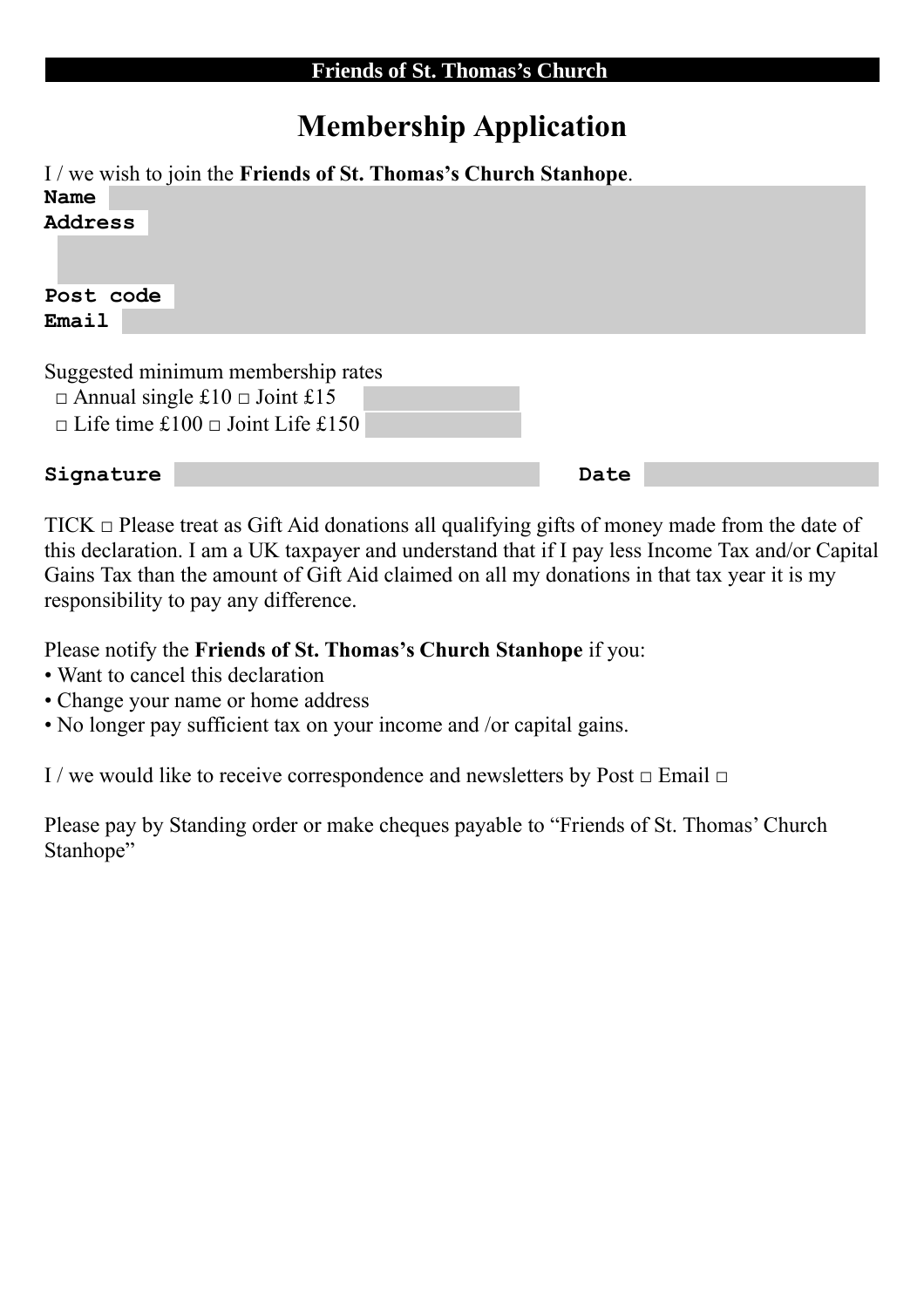**Friends of St. Thomas's Church**

# Membership Application

I / we wish to join the **Friends of St. Thomas's Church Stanhope**.

**Name**

**Address**

**Post code**

**Email**

Suggested minimum membership rates

□ Annual single £10 □ Joint £15

□ Life time £100 □ Joint Life £150

**Signature** **Date**

TICK □ Please treat as Gift Aid donations all qualifying gifts of money made from the date of this declaration. I am a UK taxpayer and understand that if I pay less Income Tax and/or Capital Gains Tax than the amount of Gift Aid claimed on all my donations in that tax year it is my responsibility to pay any difference.

Please notify the **Friends of St. Thomas's Church Stanhope** if you:

- Want to cancel this declaration
- Change your name or home address
- No longer pay sufficient tax on your income and /or capital gains.

I / we would like to receive correspondence and newsletters by Post □ Email □

Please pay by Standing order or make cheques payable to "Friends of St. Thomas' Church Stanhope"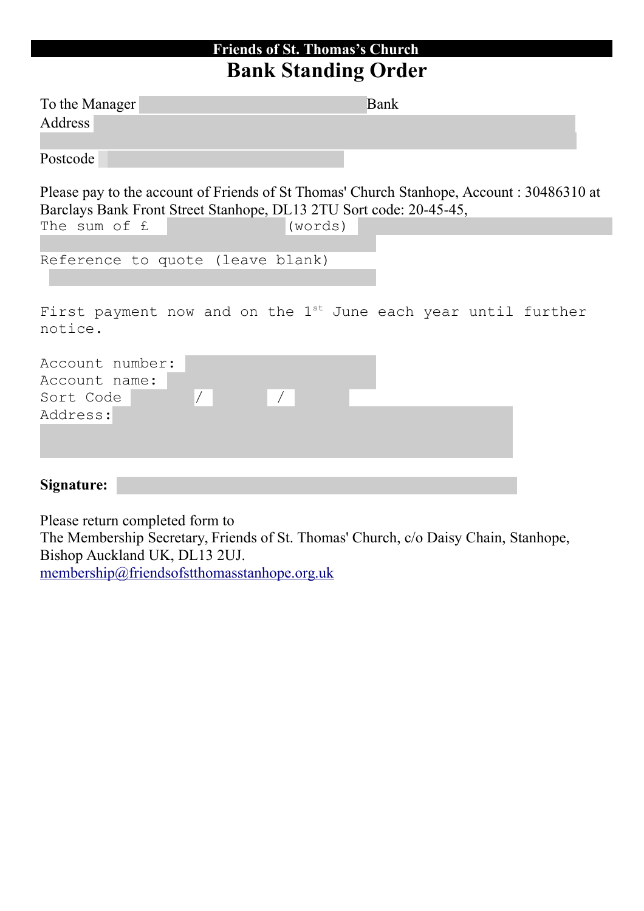# Friends of St. Thomas's Church

## Bank Standing Order

To the Manager Bank
Address

Postcode

Please pay to the account of Friends of St Thomas' Church Stanhope, Account : 30486310 at Barclays Bank Front Street Stanhope, DL13 2TU Sort code: 20-45-45,

The sum of £ (words)

Reference to quote (leave blank)

First payment now and on the 1st June each year until further notice.

Account number:
Account name:
Sort Code / /
Address:

**Signature:**

Please return completed form to
The Membership Secretary, Friends of St. Thomas' Church, c/o Daisy Chain, Stanhope, Bishop Auckland UK, DL13 2UJ.
membership@friendsofstthomasstanhope.org.uk